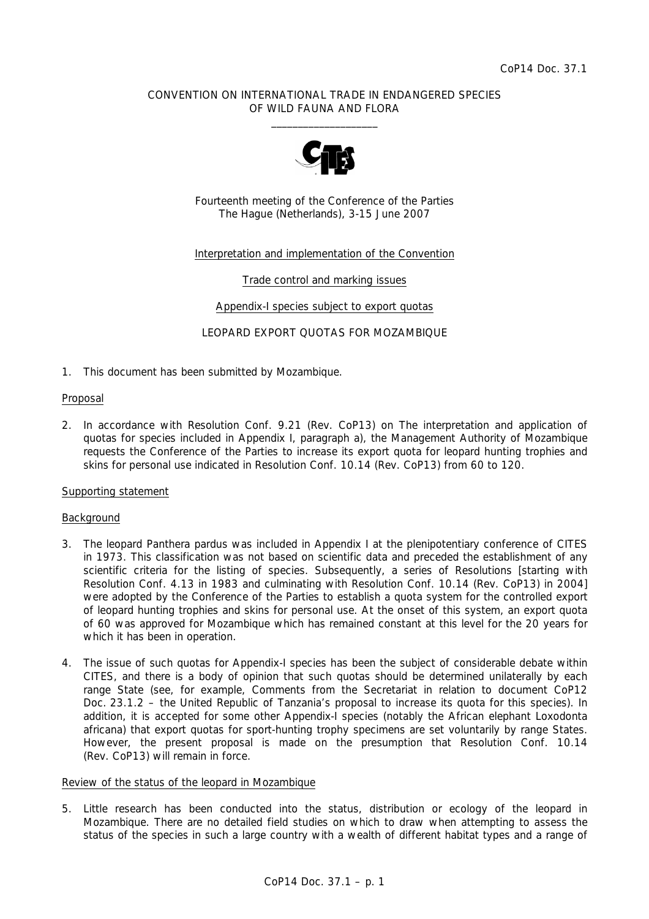CoP14 Doc. 37.1

CONVENTION ON INTERNATIONAL TRADE IN ENDANGERED SPECIES OF WILD FAUNA AND FLORA

\_\_\_\_\_\_\_\_\_\_\_\_\_\_\_\_\_\_\_\_

Fourteenth meeting of the Conference of the Parties
The Hague (Netherlands), 3-15 June 2007

Interpretation and implementation of the Convention

Trade control and marking issues

Appendix-I species subject to export quotas

LEOPARD EXPORT QUOTAS FOR MOZAMBIQUE

1. This document has been submitted by Mozambique.

## Proposal

2. In accordance with Resolution Conf. 9.21 (Rev. CoP13) on The interpretation and application of quotas for species included in Appendix I, paragraph a), the Management Authority of Mozambique requests the Conference of the Parties to increase its export quota for leopard hunting trophies and skins for personal use indicated in Resolution Conf. 10.14 (Rev. CoP13) from 60 to 120.

## Supporting statement

### Background

3. The leopard *Panthera pardus* was included in Appendix I at the plenipotentiary conference of CITES in 1973. This classification was not based on scientific data and preceded the establishment of any scientific criteria for the listing of species. Subsequently, a series of Resolutions [starting with Resolution Conf. 4.13 in 1983 and culminating with Resolution Conf. 10.14 (Rev. CoP13) in 2004] were adopted by the Conference of the Parties to establish a quota system for the controlled export of leopard hunting trophies and skins for personal use. At the onset of this system, an export quota of 60 was approved for Mozambique which has remained constant at this level for the 20 years for which it has been in operation.

4. The issue of such quotas for Appendix-I species has been the subject of considerable debate within CITES, and there is a body of opinion that such quotas should be determined unilaterally by each range State (see, for example, Comments from the Secretariat in relation to document CoP12 Doc. 23.1.2 – the United Republic of Tanzania's proposal to increase its quota for this species). In addition, it is accepted for some other Appendix-I species (notably the African elephant *Loxodonta africana*) that export quotas for sport-hunting trophy specimens are set voluntarily by range States. However, the present proposal is made on the presumption that Resolution Conf. 10.14 (Rev. CoP13) will remain in force.

### Review of the status of the leopard in Mozambique

5. Little research has been conducted into the status, distribution or ecology of the leopard in Mozambique. There are no detailed field studies on which to draw when attempting to assess the status of the species in such a large country with a wealth of different habitat types and a range of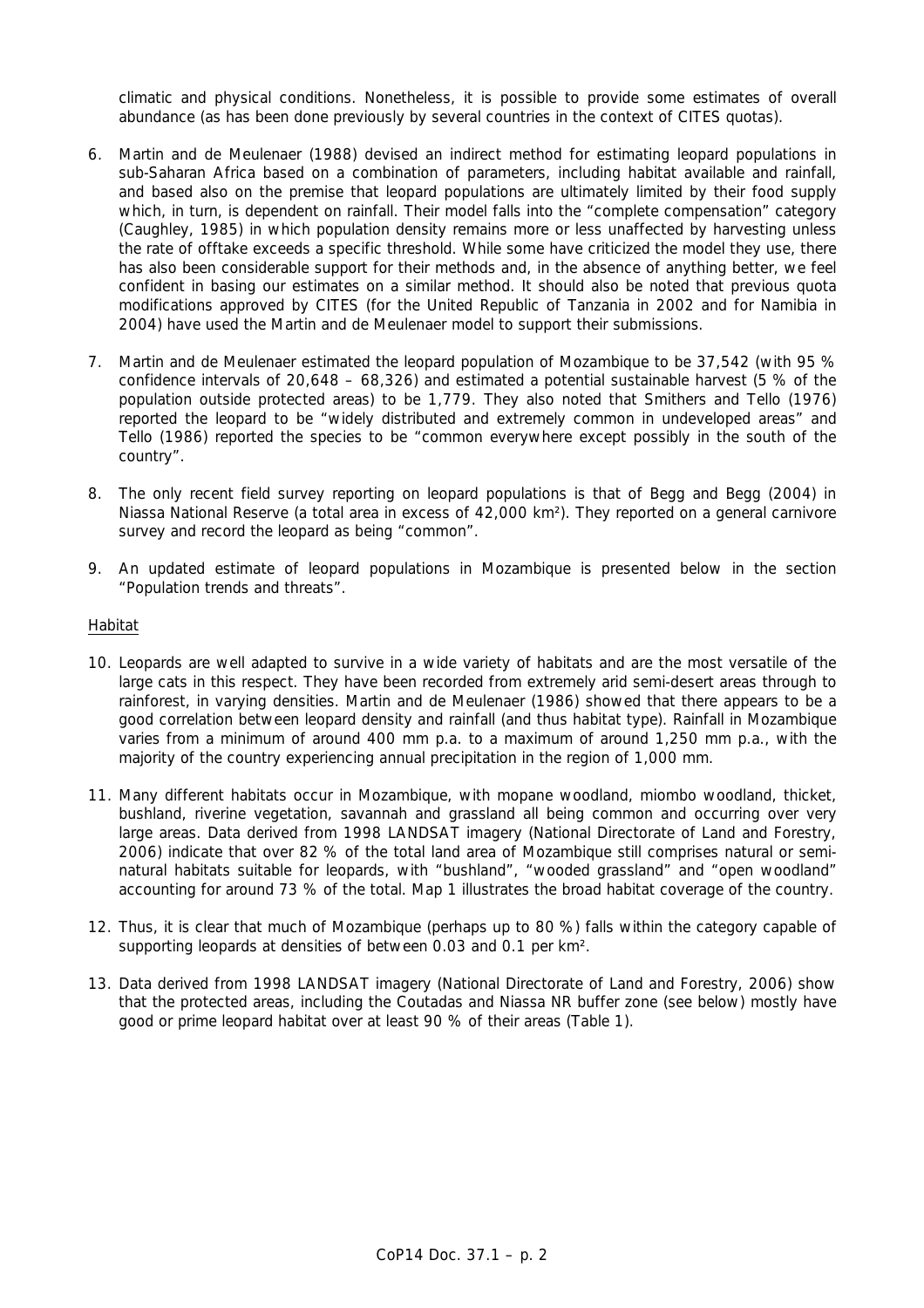climatic and physical conditions. Nonetheless, it is possible to provide some estimates of overall abundance (as has been done previously by several countries in the context of CITES quotas).

6. Martin and de Meulenaer (1988) devised an indirect method for estimating leopard populations in sub-Saharan Africa based on a combination of parameters, including habitat available and rainfall, and based also on the premise that leopard populations are ultimately limited by their food supply which, in turn, is dependent on rainfall. Their model falls into the "complete compensation" category (Caughley, 1985) in which population density remains more or less unaffected by harvesting unless the rate of offtake exceeds a specific threshold. While some have criticized the model they use, there has also been considerable support for their methods and, in the absence of anything better, we feel confident in basing our estimates on a similar method. It should also be noted that previous quota modifications approved by CITES (for the United Republic of Tanzania in 2002 and for Namibia in 2004) have used the Martin and de Meulenaer model to support their submissions.

7. Martin and de Meulenaer estimated the leopard population of Mozambique to be 37,542 (with 95 % confidence intervals of 20,648 – 68,326) and estimated a potential sustainable harvest (5 % of the population outside protected areas) to be 1,779. They also noted that Smithers and Tello (1976) reported the leopard to be "widely distributed and extremely common in undeveloped areas" and Tello (1986) reported the species to be "common everywhere except possibly in the south of the country".

8. The only recent field survey reporting on leopard populations is that of Begg and Begg (2004) in Niassa National Reserve (a total area in excess of 42,000 km²). They reported on a general carnivore survey and record the leopard as being "common".

9. An updated estimate of leopard populations in Mozambique is presented below in the section "Population trends and threats".

<u>Habitat</u>

10. Leopards are well adapted to survive in a wide variety of habitats and are the most versatile of the large cats in this respect. They have been recorded from extremely arid semi-desert areas through to rainforest, in varying densities. Martin and de Meulenaer (1986) showed that there appears to be a good correlation between leopard density and rainfall (and thus habitat type). Rainfall in Mozambique varies from a minimum of around 400 mm p.a. to a maximum of around 1,250 mm p.a., with the majority of the country experiencing annual precipitation in the region of 1,000 mm.

11. Many different habitats occur in Mozambique, with mopane woodland, miombo woodland, thicket, bushland, riverine vegetation, savannah and grassland all being common and occurring over very large areas. Data derived from 1998 LANDSAT imagery (National Directorate of Land and Forestry, 2006) indicate that over 82 % of the total land area of Mozambique still comprises natural or semi-natural habitats suitable for leopards, with "bushland", "wooded grassland" and "open woodland" accounting for around 73 % of the total. Map 1 illustrates the broad habitat coverage of the country.

12. Thus, it is clear that much of Mozambique (perhaps up to 80 %) falls within the category capable of supporting leopards at densities of between 0.03 and 0.1 per km².

13. Data derived from 1998 LANDSAT imagery (National Directorate of Land and Forestry, 2006) show that the protected areas, including the Coutadas and Niassa NR buffer zone (see below) mostly have good or prime leopard habitat over at least 90 % of their areas (Table 1).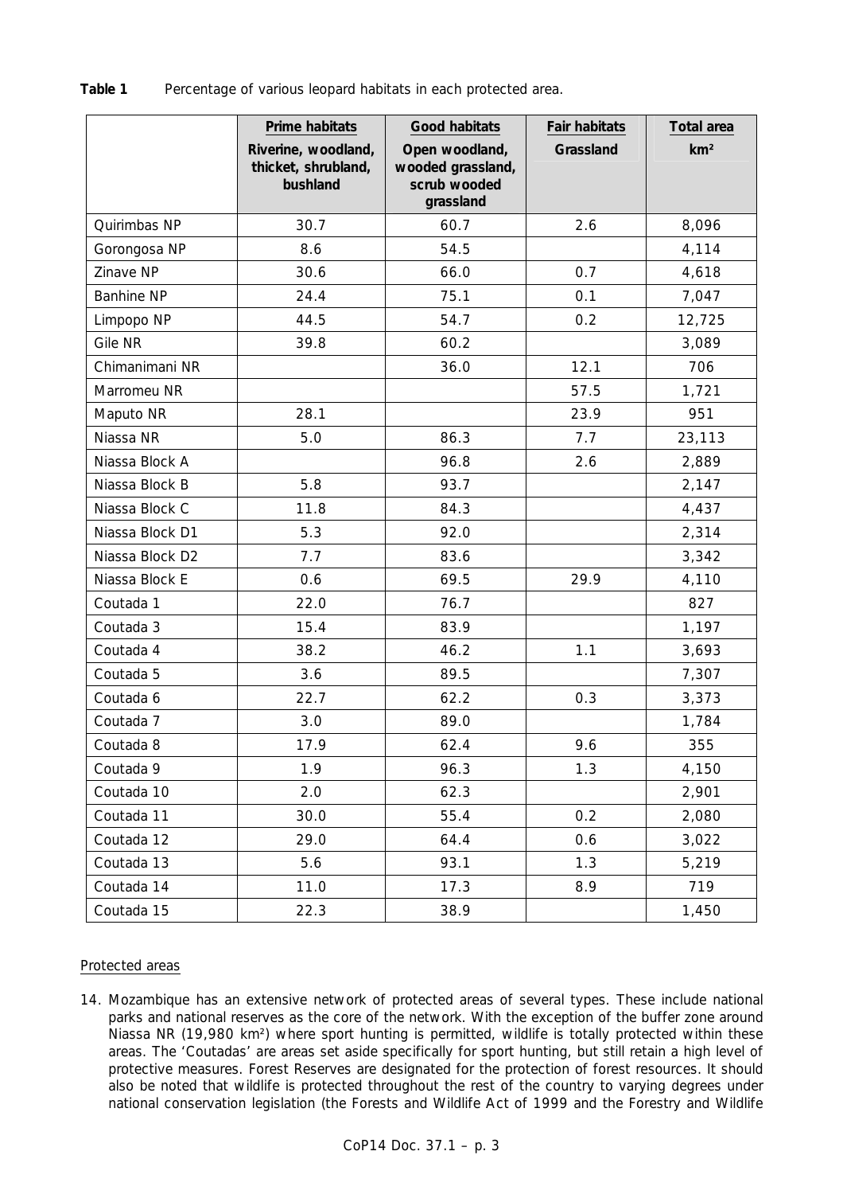**Table 1** Percentage of various leopard habitats in each protected area.

| | Prime habitats<br>Riverine, woodland, thicket, shrubland, bushland | Good habitats<br>Open woodland, wooded grassland, scrub wooded grassland | Fair habitats<br>Grassland | Total area<br>km² |
|---|---|---|---|---|
| Quirimbas NP | 30.7 | 60.7 | 2.6 | 8,096 |
| Gorongosa NP | 8.6 | 54.5 | | 4,114 |
| Zinave NP | 30.6 | 66.0 | 0.7 | 4,618 |
| Banhine NP | 24.4 | 75.1 | 0.1 | 7,047 |
| Limpopo NP | 44.5 | 54.7 | 0.2 | 12,725 |
| Gile NR | 39.8 | 60.2 | | 3,089 |
| Chimanimani NR | | 36.0 | 12.1 | 706 |
| Marromeu NR | | | 57.5 | 1,721 |
| Maputo NR | 28.1 | | 23.9 | 951 |
| Niassa NR | 5.0 | 86.3 | 7.7 | 23,113 |
| Niassa Block A | | 96.8 | 2.6 | 2,889 |
| Niassa Block B | 5.8 | 93.7 | | 2,147 |
| Niassa Block C | 11.8 | 84.3 | | 4,437 |
| Niassa Block D1 | 5.3 | 92.0 | | 2,314 |
| Niassa Block D2 | 7.7 | 83.6 | | 3,342 |
| Niassa Block E | 0.6 | 69.5 | 29.9 | 4,110 |
| Coutada 1 | 22.0 | 76.7 | | 827 |
| Coutada 3 | 15.4 | 83.9 | | 1,197 |
| Coutada 4 | 38.2 | 46.2 | 1.1 | 3,693 |
| Coutada 5 | 3.6 | 89.5 | | 7,307 |
| Coutada 6 | 22.7 | 62.2 | 0.3 | 3,373 |
| Coutada 7 | 3.0 | 89.0 | | 1,784 |
| Coutada 8 | 17.9 | 62.4 | 9.6 | 355 |
| Coutada 9 | 1.9 | 96.3 | 1.3 | 4,150 |
| Coutada 10 | 2.0 | 62.3 | | 2,901 |
| Coutada 11 | 30.0 | 55.4 | 0.2 | 2,080 |
| Coutada 12 | 29.0 | 64.4 | 0.6 | 3,022 |
| Coutada 13 | 5.6 | 93.1 | 1.3 | 5,219 |
| Coutada 14 | 11.0 | 17.3 | 8.9 | 719 |
| Coutada 15 | 22.3 | 38.9 | | 1,450 |

Protected areas

14. Mozambique has an extensive network of protected areas of several types. These include national parks and national reserves as the core of the network. With the exception of the buffer zone around Niassa NR (19,980 km²) where sport hunting is permitted, wildlife is totally protected within these areas. The 'Coutadas' are areas set aside specifically for sport hunting, but still retain a high level of protective measures. Forest Reserves are designated for the protection of forest resources. It should also be noted that wildlife is protected throughout the rest of the country to varying degrees under national conservation legislation (the Forests and Wildlife Act of 1999 and the Forestry and Wildlife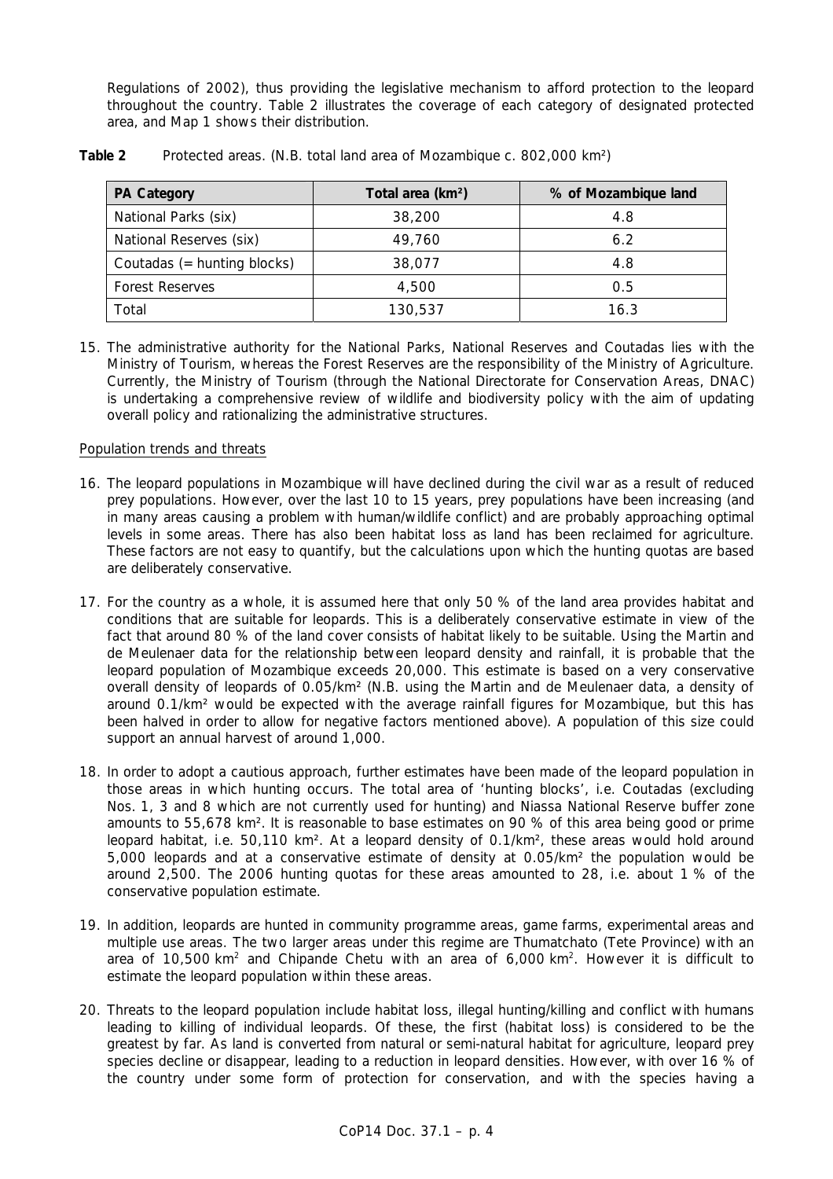Regulations of 2002), thus providing the legislative mechanism to afford protection to the leopard throughout the country. Table 2 illustrates the coverage of each category of designated protected area, and Map 1 shows their distribution.

**Table 2** Protected areas. (N.B. total land area of Mozambique c. 802,000 km²)

| PA Category | Total area (km²) | % of Mozambique land |
|---|---|---|
| National Parks (six) | 38,200 | 4.8 |
| National Reserves (six) | 49,760 | 6.2 |
| Coutadas (= hunting blocks) | 38,077 | 4.8 |
| Forest Reserves | 4,500 | 0.5 |
| Total | 130,537 | 16.3 |

15. The administrative authority for the National Parks, National Reserves and Coutadas lies with the Ministry of Tourism, whereas the Forest Reserves are the responsibility of the Ministry of Agriculture. Currently, the Ministry of Tourism (through the National Directorate for Conservation Areas, DNAC) is undertaking a comprehensive review of wildlife and biodiversity policy with the aim of updating overall policy and rationalizing the administrative structures.

Population trends and threats

16. The leopard populations in Mozambique will have declined during the civil war as a result of reduced prey populations. However, over the last 10 to 15 years, prey populations have been increasing (and in many areas causing a problem with human/wildlife conflict) and are probably approaching optimal levels in some areas. There has also been habitat loss as land has been reclaimed for agriculture. These factors are not easy to quantify, but the calculations upon which the hunting quotas are based are deliberately conservative.

17. For the country as a whole, it is assumed here that only 50 % of the land area provides habitat and conditions that are suitable for leopards. This is a deliberately conservative estimate in view of the fact that around 80 % of the land cover consists of habitat likely to be suitable. Using the Martin and de Meulenaer data for the relationship between leopard density and rainfall, it is probable that the leopard population of Mozambique exceeds 20,000. This estimate is based on a very conservative overall density of leopards of 0.05/km² (N.B. using the Martin and de Meulenaer data, a density of around 0.1/km² would be expected with the average rainfall figures for Mozambique, but this has been halved in order to allow for negative factors mentioned above). A population of this size could support an annual harvest of around 1,000.

18. In order to adopt a cautious approach, further estimates have been made of the leopard population in those areas in which hunting occurs. The total area of 'hunting blocks', i.e. Coutadas (excluding Nos. 1, 3 and 8 which are not currently used for hunting) and Niassa National Reserve buffer zone amounts to 55,678 km². It is reasonable to base estimates on 90 % of this area being good or prime leopard habitat, i.e. 50,110 km². At a leopard density of 0.1/km², these areas would hold around 5,000 leopards and at a conservative estimate of density at 0.05/km² the population would be around 2,500. The 2006 hunting quotas for these areas amounted to 28, i.e. about 1 % of the conservative population estimate.

19. In addition, leopards are hunted in community programme areas, game farms, experimental areas and multiple use areas. The two larger areas under this regime are Thumatchato (Tete Province) with an area of 10,500 km² and Chipande Chetu with an area of 6,000 km². However it is difficult to estimate the leopard population within these areas.

20. Threats to the leopard population include habitat loss, illegal hunting/killing and conflict with humans leading to killing of individual leopards. Of these, the first (habitat loss) is considered to be the greatest by far. As land is converted from natural or semi-natural habitat for agriculture, leopard prey species decline or disappear, leading to a reduction in leopard densities. However, with over 16 % of the country under some form of protection for conservation, and with the species having a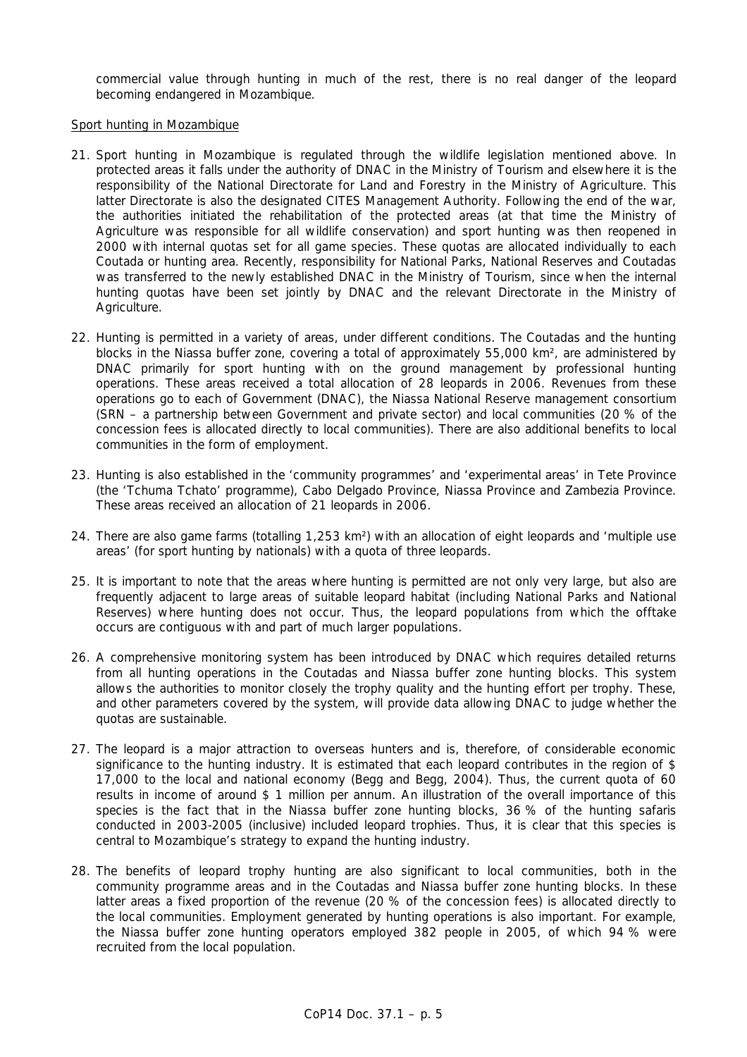commercial value through hunting in much of the rest, there is no real danger of the leopard becoming endangered in Mozambique.

Sport hunting in Mozambique

21. Sport hunting in Mozambique is regulated through the wildlife legislation mentioned above. In protected areas it falls under the authority of DNAC in the Ministry of Tourism and elsewhere it is the responsibility of the National Directorate for Land and Forestry in the Ministry of Agriculture. This latter Directorate is also the designated CITES Management Authority. Following the end of the war, the authorities initiated the rehabilitation of the protected areas (at that time the Ministry of Agriculture was responsible for all wildlife conservation) and sport hunting was then reopened in 2000 with internal quotas set for all game species. These quotas are allocated individually to each Coutada or hunting area. Recently, responsibility for National Parks, National Reserves and Coutadas was transferred to the newly established DNAC in the Ministry of Tourism, since when the internal hunting quotas have been set jointly by DNAC and the relevant Directorate in the Ministry of Agriculture.

22. Hunting is permitted in a variety of areas, under different conditions. The Coutadas and the hunting blocks in the Niassa buffer zone, covering a total of approximately 55,000 km², are administered by DNAC primarily for sport hunting with on the ground management by professional hunting operations. These areas received a total allocation of 28 leopards in 2006. Revenues from these operations go to each of Government (DNAC), the Niassa National Reserve management consortium (SRN – a partnership between Government and private sector) and local communities (20 % of the concession fees is allocated directly to local communities). There are also additional benefits to local communities in the form of employment.

23. Hunting is also established in the 'community programmes' and 'experimental areas' in Tete Province (the 'Tchuma Tchato' programme), Cabo Delgado Province, Niassa Province and Zambezia Province. These areas received an allocation of 21 leopards in 2006.

24. There are also game farms (totalling 1,253 km²) with an allocation of eight leopards and 'multiple use areas' (for sport hunting by nationals) with a quota of three leopards.

25. It is important to note that the areas where hunting is permitted are not only very large, but also are frequently adjacent to large areas of suitable leopard habitat (including National Parks and National Reserves) where hunting does not occur. Thus, the leopard populations from which the offtake occurs are contiguous with and part of much larger populations.

26. A comprehensive monitoring system has been introduced by DNAC which requires detailed returns from all hunting operations in the Coutadas and Niassa buffer zone hunting blocks. This system allows the authorities to monitor closely the trophy quality and the hunting effort per trophy. These, and other parameters covered by the system, will provide data allowing DNAC to judge whether the quotas are sustainable.

27. The leopard is a major attraction to overseas hunters and is, therefore, of considerable economic significance to the hunting industry. It is estimated that each leopard contributes in the region of $ 17,000 to the local and national economy (Begg and Begg, 2004). Thus, the current quota of 60 results in income of around $ 1 million per annum. An illustration of the overall importance of this species is the fact that in the Niassa buffer zone hunting blocks, 36 % of the hunting safaris conducted in 2003-2005 (inclusive) included leopard trophies. Thus, it is clear that this species is central to Mozambique's strategy to expand the hunting industry.

28. The benefits of leopard trophy hunting are also significant to local communities, both in the community programme areas and in the Coutadas and Niassa buffer zone hunting blocks. In these latter areas a fixed proportion of the revenue (20 % of the concession fees) is allocated directly to the local communities. Employment generated by hunting operations is also important. For example, the Niassa buffer zone hunting operators employed 382 people in 2005, of which 94 % were recruited from the local population.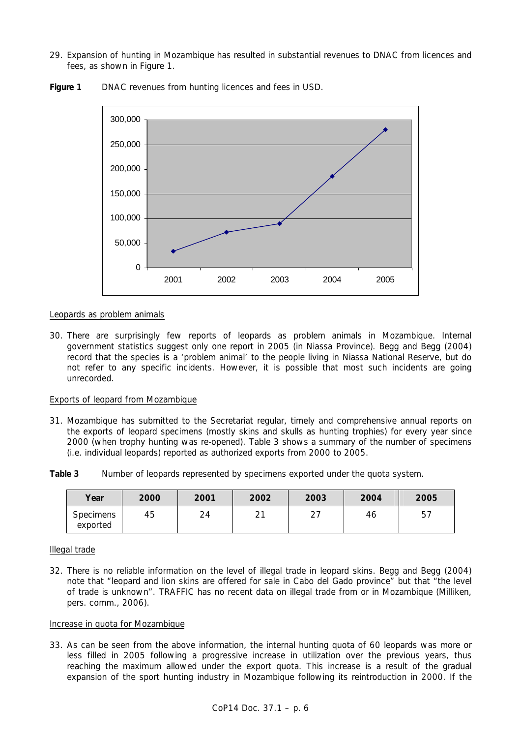29. Expansion of hunting in Mozambique has resulted in substantial revenues to DNAC from licences and fees, as shown in Figure 1.

**Figure 1** DNAC revenues from hunting licences and fees in USD.

Leopards as problem animals

30. There are surprisingly few reports of leopards as problem animals in Mozambique. Internal government statistics suggest only one report in 2005 (in Niassa Province). Begg and Begg (2004) record that the species is a 'problem animal' to the people living in Niassa National Reserve, but do not refer to any specific incidents. However, it is possible that most such incidents are going unrecorded.

Exports of leopard from Mozambique

31. Mozambique has submitted to the Secretariat regular, timely and comprehensive annual reports on the exports of leopard specimens (mostly skins and skulls as hunting trophies) for every year since 2000 (when trophy hunting was re-opened). Table 3 shows a summary of the number of specimens (i.e. individual leopards) reported as authorized exports from 2000 to 2005.

**Table 3** Number of leopards represented by specimens exported under the quota system.

| Year | 2000 | 2001 | 2002 | 2003 | 2004 | 2005 |
|---|---|---|---|---|---|---|
| Specimens exported | 45 | 24 | 21 | 27 | 46 | 57 |

Illegal trade

32. There is no reliable information on the level of illegal trade in leopard skins. Begg and Begg (2004) note that "leopard and lion skins are offered for sale in Cabo del Gado province" but that "the level of trade is unknown". TRAFFIC has no recent data on illegal trade from or in Mozambique (Milliken, pers. comm., 2006).

Increase in quota for Mozambique

33. As can be seen from the above information, the internal hunting quota of 60 leopards was more or less filled in 2005 following a progressive increase in utilization over the previous years, thus reaching the maximum allowed under the export quota. This increase is a result of the gradual expansion of the sport hunting industry in Mozambique following its reintroduction in 2000. If the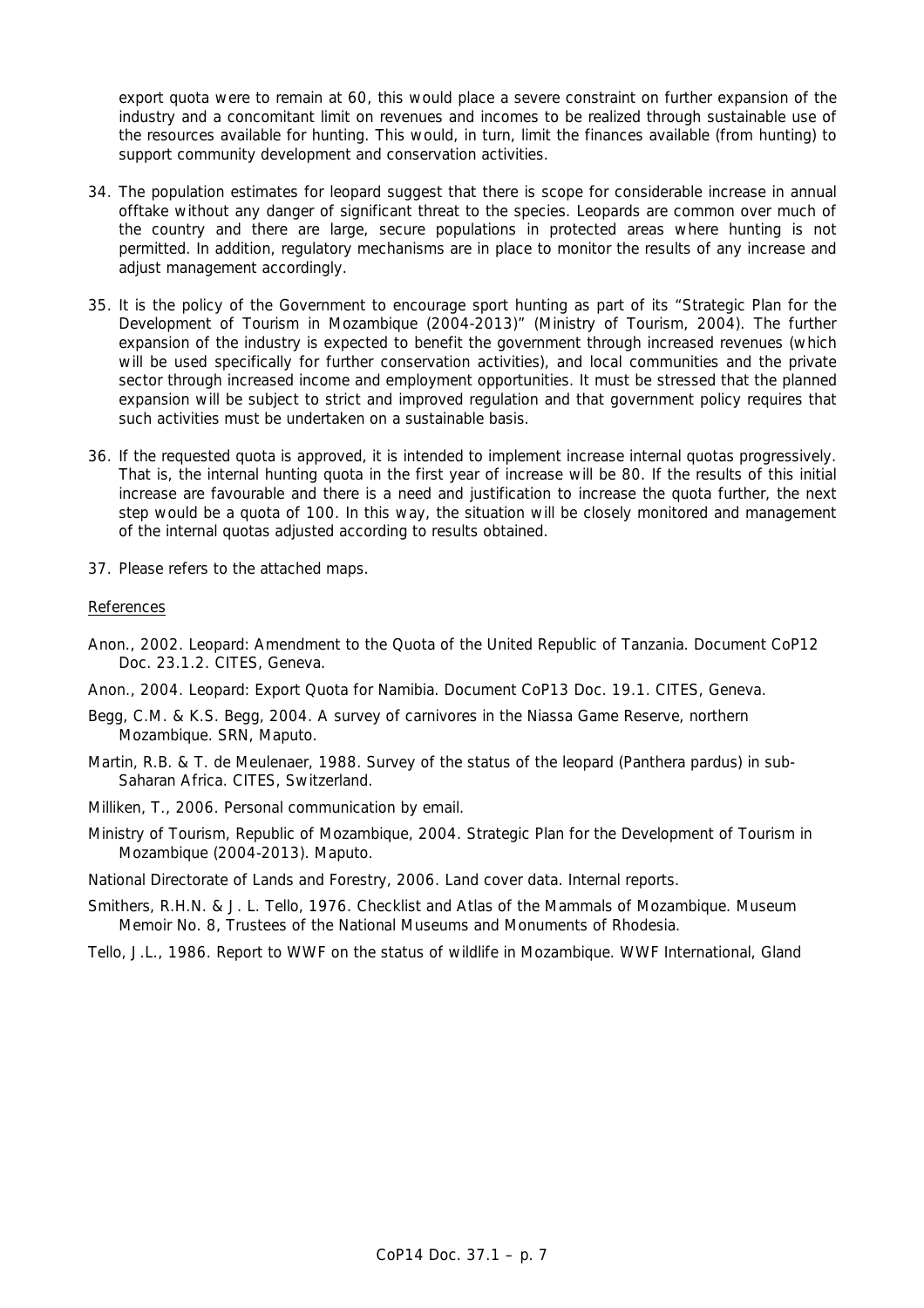export quota were to remain at 60, this would place a severe constraint on further expansion of the industry and a concomitant limit on revenues and incomes to be realized through sustainable use of the resources available for hunting. This would, in turn, limit the finances available (from hunting) to support community development and conservation activities.

34. The population estimates for leopard suggest that there is scope for considerable increase in annual offtake without any danger of significant threat to the species. Leopards are common over much of the country and there are large, secure populations in protected areas where hunting is not permitted. In addition, regulatory mechanisms are in place to monitor the results of any increase and adjust management accordingly.

35. It is the policy of the Government to encourage sport hunting as part of its "Strategic Plan for the Development of Tourism in Mozambique (2004-2013)" (Ministry of Tourism, 2004). The further expansion of the industry is expected to benefit the government through increased revenues (which will be used specifically for further conservation activities), and local communities and the private sector through increased income and employment opportunities. It must be stressed that the planned expansion will be subject to strict and improved regulation and that government policy requires that such activities must be undertaken on a sustainable basis.

36. If the requested quota is approved, it is intended to implement increase internal quotas progressively. That is, the internal hunting quota in the first year of increase will be 80. If the results of this initial increase are favourable and there is a need and justification to increase the quota further, the next step would be a quota of 100. In this way, the situation will be closely monitored and management of the internal quotas adjusted according to results obtained.

37. Please refers to the attached maps.

References

Anon., 2002. Leopard: Amendment to the Quota of the United Republic of Tanzania. Document CoP12 Doc. 23.1.2. CITES, Geneva.

Anon., 2004. Leopard: Export Quota for Namibia. Document CoP13 Doc. 19.1. CITES, Geneva.

Begg, C.M. & K.S. Begg, 2004. A survey of carnivores in the Niassa Game Reserve, northern Mozambique. SRN, Maputo.

Martin, R.B. & T. de Meulenaer, 1988. Survey of the status of the leopard (Panthera pardus) in sub-Saharan Africa. CITES, Switzerland.

Milliken, T., 2006. Personal communication by email.

Ministry of Tourism, Republic of Mozambique, 2004. Strategic Plan for the Development of Tourism in Mozambique (2004-2013). Maputo.

National Directorate of Lands and Forestry, 2006. Land cover data. Internal reports.

Smithers, R.H.N. & J. L. Tello, 1976. Checklist and Atlas of the Mammals of Mozambique. Museum Memoir No. 8, Trustees of the National Museums and Monuments of Rhodesia.

Tello, J.L., 1986. Report to WWF on the status of wildlife in Mozambique. WWF International, Gland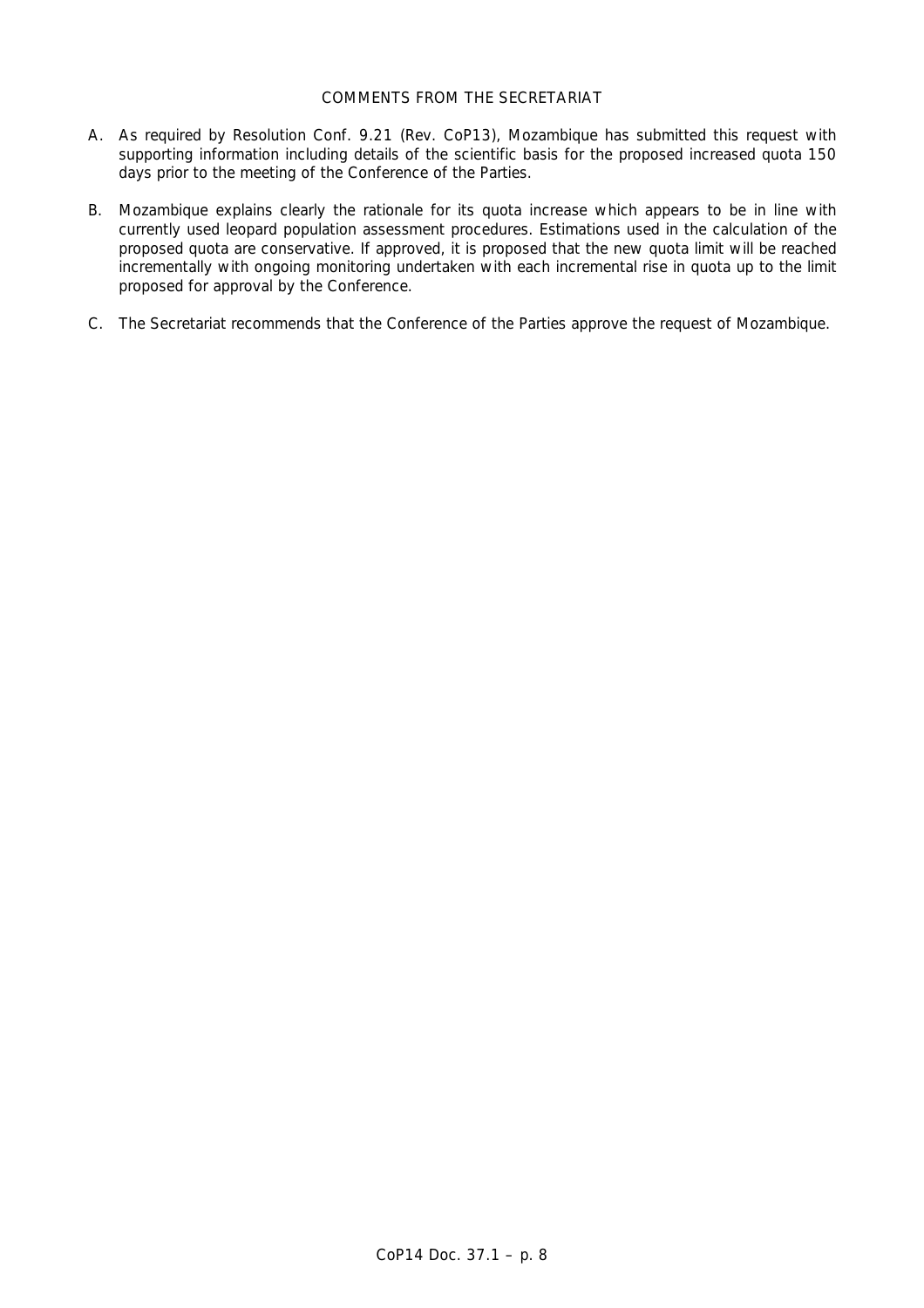## COMMENTS FROM THE SECRETARIAT

A. As required by Resolution Conf. 9.21 (Rev. CoP13), Mozambique has submitted this request with supporting information including details of the scientific basis for the proposed increased quota 150 days prior to the meeting of the Conference of the Parties.

B. Mozambique explains clearly the rationale for its quota increase which appears to be in line with currently used leopard population assessment procedures. Estimations used in the calculation of the proposed quota are conservative. If approved, it is proposed that the new quota limit will be reached incrementally with ongoing monitoring undertaken with each incremental rise in quota up to the limit proposed for approval by the Conference.

C. The Secretariat recommends that the Conference of the Parties approve the request of Mozambique.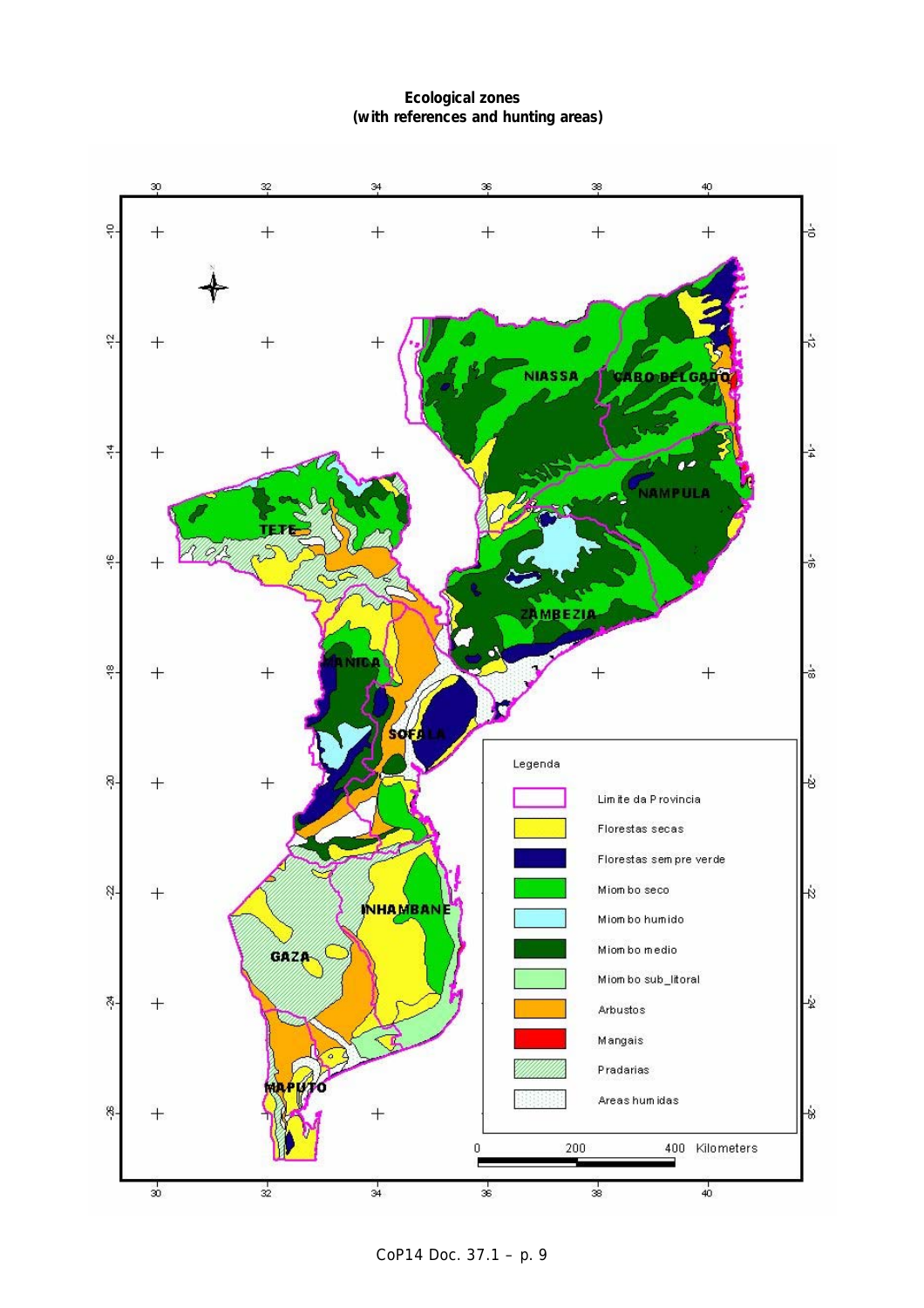**Ecological zones**
**(with references and hunting areas)**

Legenda

- Limite da Provincia
- Florestas secas
- Florestas sempre verde
- Miombo seco
- Miombo humido
- Miombo medio
- Miombo sub_litoral
- Arbustos
- Mangais
- Pradarias
- Areas humidas

NIASSA, CABO DELGADO, NAMPULA, TETE, ZAMBEZIA, MANICA, SOFALA, INHAMBANE, GAZA, MAPUTO

0 200 400 Kilometers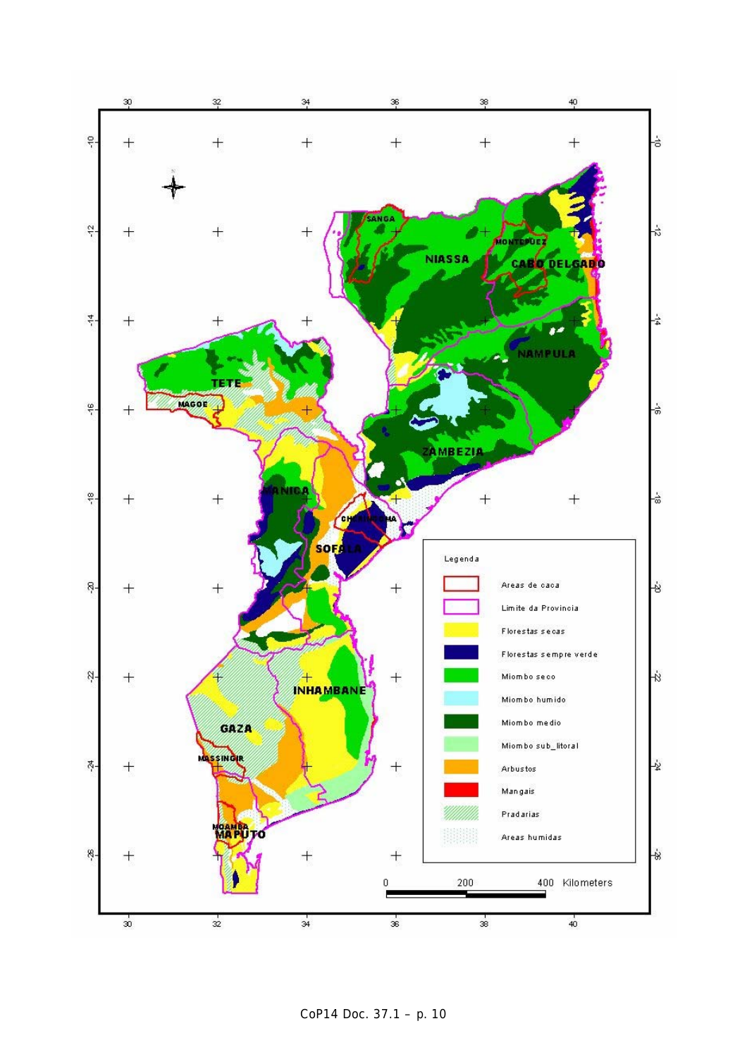30 32 34 36 38 40

-10 -12 -14 -16 -18 -20 -22 -24 -26

SANGA

NIASSA

MONTEPUEZ

CABO DELGADO

NAMPULA

TETE

MAGOE

ZAMBEZIA

MANICA

CHERINGOMA

SOFALA

INHAMBANE

GAZA

MASSINGIR

MOAMBA

MAPUTO

Legenda

Areas de caca

Limite da Provincia

Florestas secas

Florestas sempre verde

Miombo seco

Miombo humido

Miombo medio

Miombo sub_litoral

Arbustos

Mangais

Pradarias

Areas humidas

0 200 400 Kilometers